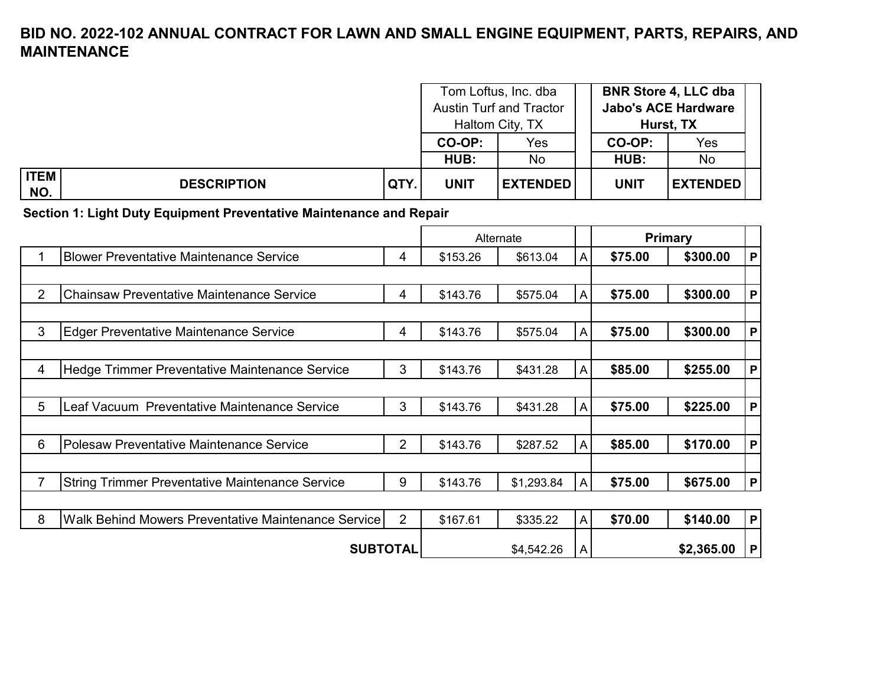# BID NO. 2022-102 ANNUAL CONTRACT FOR LAWN AND SMALL ENGINE EQUIPMENT, PARTS, REPAIRS, AND MAINTENANCE

| ITEM NO. | DESCRIPTION | QTY. | Tom Loftus, Inc. dba Austin Turf and Tractor Haltom City, TX | | | **BNR Store 4, LLC dba Jabo's ACE Hardware Hurst, TX** | | |
|---|---|---|---|---|---|---|---|---|
| | | | **CO-OP:** | Yes | | **CO-OP:** | Yes | |
| | | | **HUB:** | No | | **HUB:** | No | |
| | | | **UNIT** | **EXTENDED** | | **UNIT** | **EXTENDED** | |
| **Section 1: Light Duty Equipment Preventative Maintenance and Repair** | | | | | | | | |
| | | | Alternate | | | **Primary** | | |
| 1 | Blower Preventative Maintenance Service | 4 | $153.26 | $613.04 | A | **$75.00** | **$300.00** | **P** |
| 2 | Chainsaw Preventative Maintenance Service | 4 | $143.76 | $575.04 | A | **$75.00** | **$300.00** | **P** |
| 3 | Edger Preventative Maintenance Service | 4 | $143.76 | $575.04 | A | **$75.00** | **$300.00** | **P** |
| 4 | Hedge Trimmer Preventative Maintenance Service | 3 | $143.76 | $431.28 | A | **$85.00** | **$255.00** | **P** |
| 5 | Leaf Vacuum Preventative Maintenance Service | 3 | $143.76 | $431.28 | A | **$75.00** | **$225.00** | **P** |
| 6 | Polesaw Preventative Maintenance Service | 2 | $143.76 | $287.52 | A | **$85.00** | **$170.00** | **P** |
| 7 | String Trimmer Preventative Maintenance Service | 9 | $143.76 | $1,293.84 | A | **$75.00** | **$675.00** | **P** |
| 8 | Walk Behind Mowers Preventative Maintenance Service | 2 | $167.61 | $335.22 | A | **$70.00** | **$140.00** | **P** |
| | | **SUBTOTAL** | | $4,542.26 | A | | **$2,365.00** | **P** |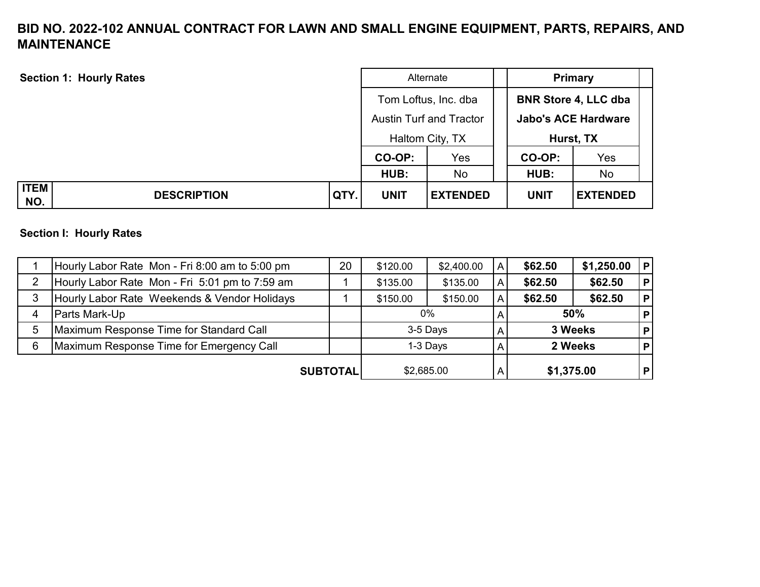# BID NO. 2022-102 ANNUAL CONTRACT FOR LAWN AND SMALL ENGINE EQUIPMENT, PARTS, REPAIRS, AND MAINTENANCE

| ITEM NO. | DESCRIPTION | QTY. | Alternate: Tom Loftus, Inc. dba Austin Turf and Tractor, Haltom City, TX (CO-OP: Yes; HUB: No) | | | Primary: **BNR Store 4, LLC dba Jabo's ACE Hardware, Hurst, TX** (CO-OP: Yes; HUB: No) | | |
|---|---|---|---|---|---|---|---|---|
| | **Section 1: Hourly Rates** | | **UNIT** | **EXTENDED** | | **UNIT** | **EXTENDED** | |
| | **Section I: Hourly Rates** | | | | | | | |
| 1 | Hourly Labor Rate Mon - Fri 8:00 am to 5:00 pm | 20 | $120.00 | $2,400.00 | A | **$62.50** | **$1,250.00** | **P** |
| 2 | Hourly Labor Rate Mon - Fri 5:01 pm to 7:59 am | 1 | $135.00 | $135.00 | A | **$62.50** | **$62.50** | **P** |
| 3 | Hourly Labor Rate Weekends & Vendor Holidays | 1 | $150.00 | $150.00 | A | **$62.50** | **$62.50** | **P** |
| 4 | Parts Mark-Up | | 0% | | A | **50%** | | **P** |
| 5 | Maximum Response Time for Standard Call | | 3-5 Days | | A | **3 Weeks** | | **P** |
| 6 | Maximum Response Time for Emergency Call | | 1-3 Days | | A | **2 Weeks** | | **P** |
| | **SUBTOTAL** | | $2,685.00 | | A | **$1,375.00** | | **P** |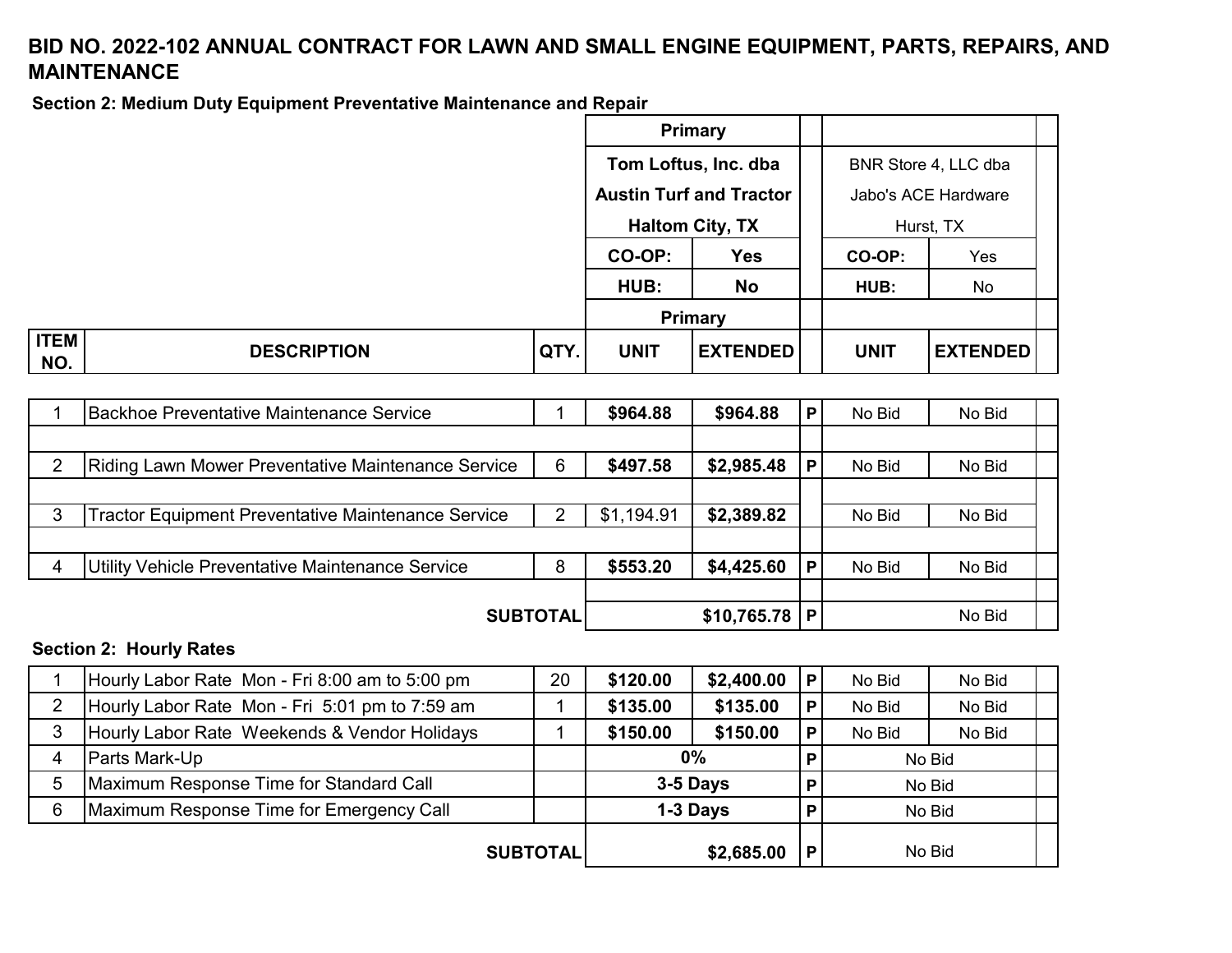# BID NO. 2022-102 ANNUAL CONTRACT FOR LAWN AND SMALL ENGINE EQUIPMENT, PARTS, REPAIRS, AND MAINTENANCE

**Section 2: Medium Duty Equipment Preventative Maintenance and Repair**

| | | | Primary | | | | | |
|---|---|---|---|---|---|---|---|---|
| | | | **Tom Loftus, Inc. dba Austin Turf and Tractor Haltom City, TX** | | | BNR Store 4, LLC dba Jabo's ACE Hardware Hurst, TX | | |
| | | | **CO-OP:** | **Yes** | | **CO-OP:** | Yes | |
| | | | **HUB:** | **No** | | **HUB:** | No | |
| | | | **Primary** | | | | | |
| **ITEM NO.** | **DESCRIPTION** | **QTY.** | **UNIT** | **EXTENDED** | | **UNIT** | **EXTENDED** | |
| 1 | Backhoe Preventative Maintenance Service | 1 | **$964.88** | **$964.88** | **P** | No Bid | No Bid | |
| 2 | Riding Lawn Mower Preventative Maintenance Service | 6 | **$497.58** | **$2,985.48** | **P** | No Bid | No Bid | |
| 3 | Tractor Equipment Preventative Maintenance Service | 2 | $1,194.91 | **$2,389.82** | | No Bid | No Bid | |
| 4 | Utility Vehicle Preventative Maintenance Service | 8 | **$553.20** | **$4,425.60** | **P** | No Bid | No Bid | |
| | | **SUBTOTAL** | | **$10,765.78** | **P** | | No Bid | |

**Section 2: Hourly Rates**

| ITEM NO. | DESCRIPTION | QTY. | UNIT | EXTENDED | | UNIT | EXTENDED | |
|---|---|---|---|---|---|---|---|---|
| 1 | Hourly Labor Rate Mon - Fri 8:00 am to 5:00 pm | 20 | **$120.00** | **$2,400.00** | **P** | No Bid | No Bid | |
| 2 | Hourly Labor Rate Mon - Fri 5:01 pm to 7:59 am | 1 | **$135.00** | **$135.00** | **P** | No Bid | No Bid | |
| 3 | Hourly Labor Rate Weekends & Vendor Holidays | 1 | **$150.00** | **$150.00** | **P** | No Bid | No Bid | |
| 4 | Parts Mark-Up | | **0%** | | **P** | No Bid | | |
| 5 | Maximum Response Time for Standard Call | | **3-5 Days** | | **P** | No Bid | | |
| 6 | Maximum Response Time for Emergency Call | | **1-3 Days** | | **P** | No Bid | | |
| | | **SUBTOTAL** | | **$2,685.00** | **P** | No Bid | | |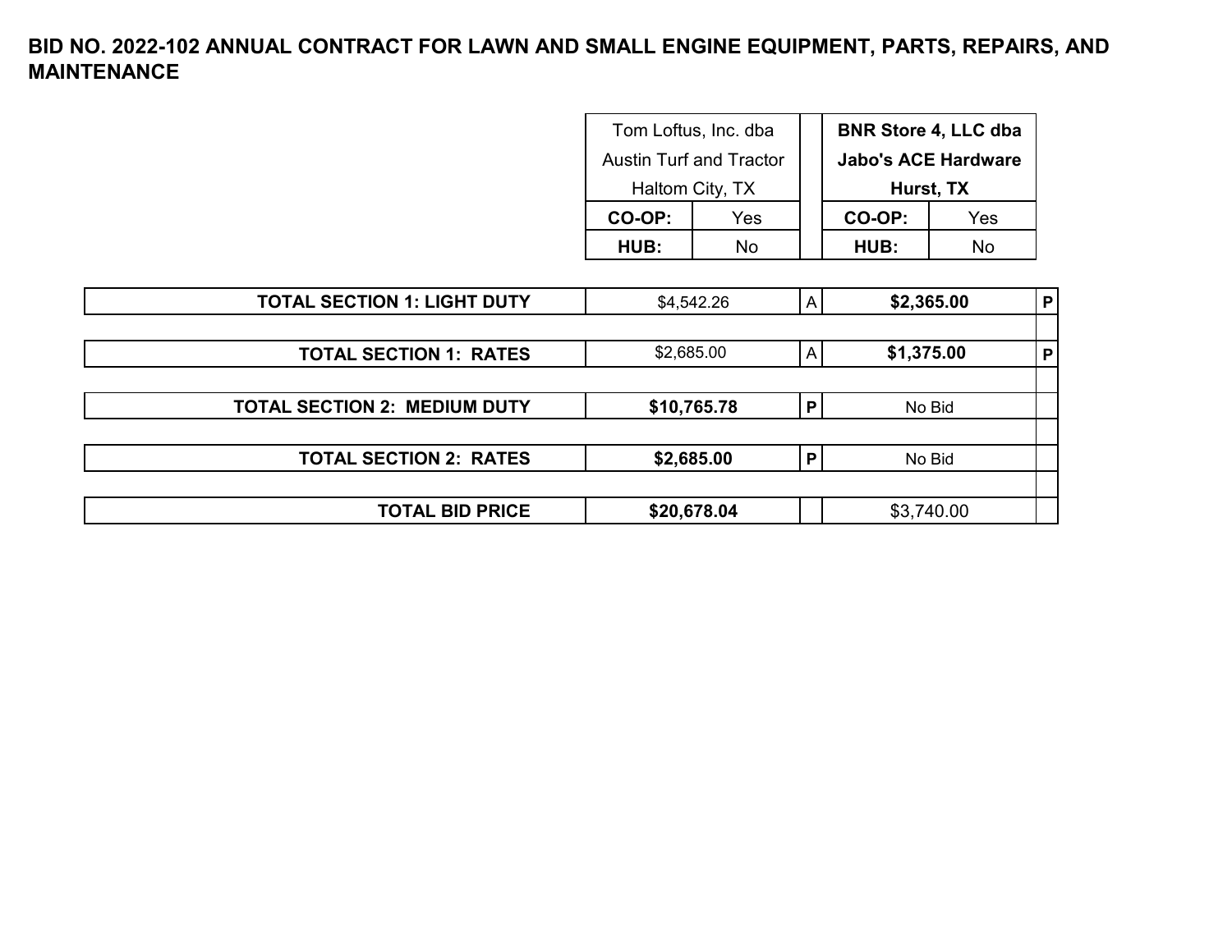**BID NO. 2022-102 ANNUAL CONTRACT FOR LAWN AND SMALL ENGINE EQUIPMENT, PARTS, REPAIRS, AND MAINTENANCE**

| | Tom Loftus, Inc. dba Austin Turf and Tractor Haltom City, TX | | | **BNR Store 4, LLC dba Jabo's ACE Hardware Hurst, TX** | | |
|---|---|---|---|---|---|---|
| | **CO-OP:** | Yes | | **CO-OP:** | Yes | |
| | **HUB:** | No | | **HUB:** | No | |
| **TOTAL SECTION 1: LIGHT DUTY** | $4,542.26 | | A | **$2,365.00** | | **P** |
| **TOTAL SECTION 1: RATES** | $2,685.00 | | A | **$1,375.00** | | **P** |
| **TOTAL SECTION 2: MEDIUM DUTY** | **$10,765.78** | | **P** | No Bid | | |
| **TOTAL SECTION 2: RATES** | **$2,685.00** | | **P** | No Bid | | |
| **TOTAL BID PRICE** | **$20,678.04** | | | $3,740.00 | | |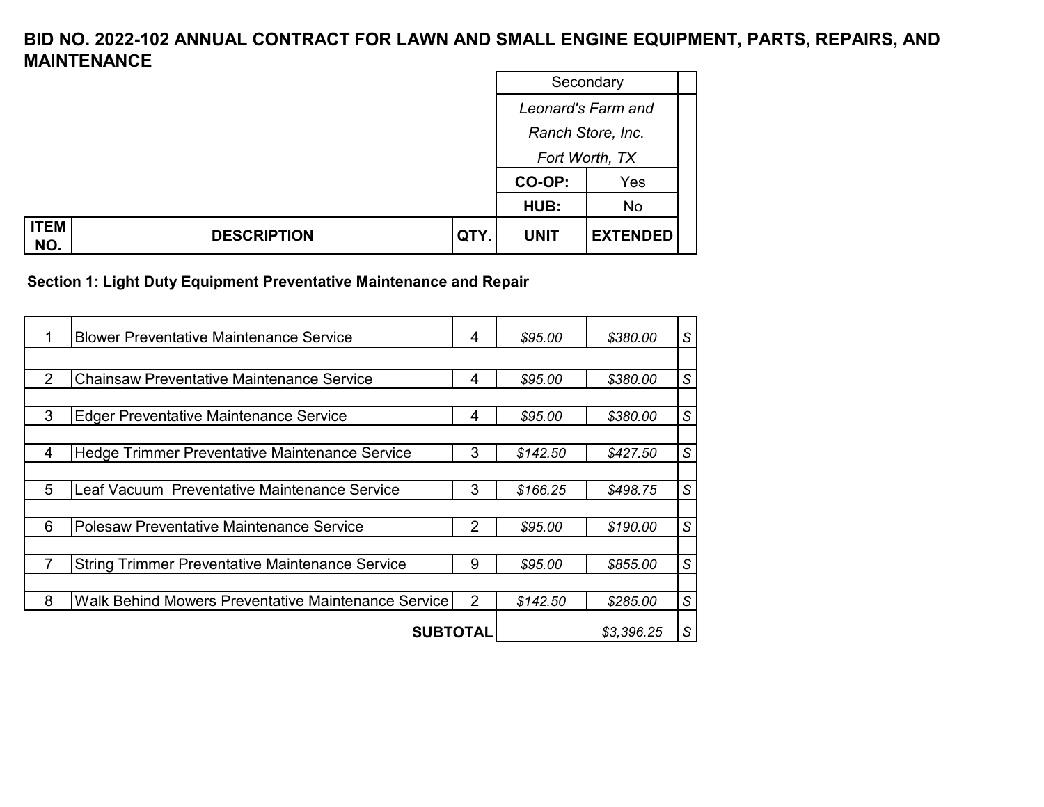# BID NO. 2022-102 ANNUAL CONTRACT FOR LAWN AND SMALL ENGINE EQUIPMENT, PARTS, REPAIRS, AND MAINTENANCE

| ITEM NO. | DESCRIPTION | QTY. | Secondary | | |
|---|---|---|---|---|---|
| | | | *Leonard's Farm and Ranch Store, Inc. Fort Worth, TX* | | |
| | | | **CO-OP:** | Yes | |
| | | | **HUB:** | No | |
| | | | **UNIT** | **EXTENDED** | |
| | **Section 1: Light Duty Equipment Preventative Maintenance and Repair** | | | | |
| 1 | Blower Preventative Maintenance Service | 4 | *$95.00* | *$380.00* | *S* |
| 2 | Chainsaw Preventative Maintenance Service | 4 | *$95.00* | *$380.00* | *S* |
| 3 | Edger Preventative Maintenance Service | 4 | *$95.00* | *$380.00* | *S* |
| 4 | Hedge Trimmer Preventative Maintenance Service | 3 | *$142.50* | *$427.50* | *S* |
| 5 | Leaf Vacuum Preventative Maintenance Service | 3 | *$166.25* | *$498.75* | *S* |
| 6 | Polesaw Preventative Maintenance Service | 2 | *$95.00* | *$190.00* | *S* |
| 7 | String Trimmer Preventative Maintenance Service | 9 | *$95.00* | *$855.00* | *S* |
| 8 | Walk Behind Mowers Preventative Maintenance Service | 2 | *$142.50* | *$285.00* | *S* |
| | | **SUBTOTAL** | | *$3,396.25* | *S* |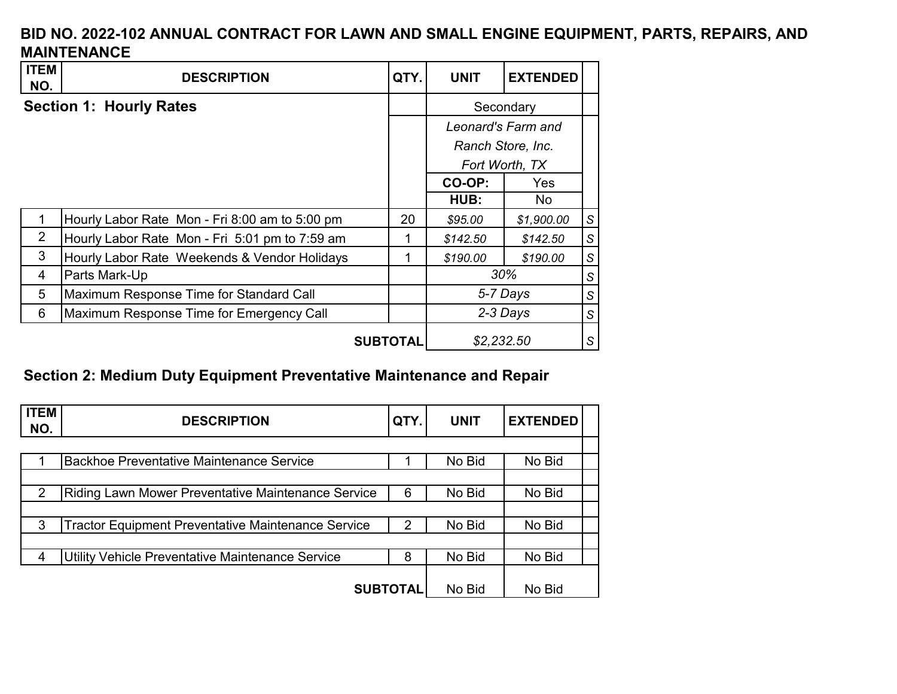# BID NO. 2022-102 ANNUAL CONTRACT FOR LAWN AND SMALL ENGINE EQUIPMENT, PARTS, REPAIRS, AND MAINTENANCE

| ITEM NO. | DESCRIPTION | QTY. | UNIT | EXTENDED | |
|---|---|---|---|---|---|
| **Section 1: Hourly Rates** | | | Secondary | | |
| | | | *Leonard's Farm and Ranch Store, Inc. Fort Worth, TX* | | |
| | | | **CO-OP:** | Yes | |
| | | | **HUB:** | No | |
| 1 | Hourly Labor Rate Mon - Fri 8:00 am to 5:00 pm | 20 | *$95.00* | *$1,900.00* | *S* |
| 2 | Hourly Labor Rate Mon - Fri 5:01 pm to 7:59 am | 1 | *$142.50* | *$142.50* | *S* |
| 3 | Hourly Labor Rate Weekends & Vendor Holidays | 1 | *$190.00* | *$190.00* | *S* |
| 4 | Parts Mark-Up | | *30%* | | *S* |
| 5 | Maximum Response Time for Standard Call | | *5-7 Days* | | *S* |
| 6 | Maximum Response Time for Emergency Call | | *2-3 Days* | | *S* |
| | **SUBTOTAL** | | *$2,232.50* | | *S* |

## Section 2: Medium Duty Equipment Preventative Maintenance and Repair

| ITEM NO. | DESCRIPTION | QTY. | UNIT | EXTENDED | |
|---|---|---|---|---|---|
| 1 | Backhoe Preventative Maintenance Service | 1 | No Bid | No Bid | |
| 2 | Riding Lawn Mower Preventative Maintenance Service | 6 | No Bid | No Bid | |
| 3 | Tractor Equipment Preventative Maintenance Service | 2 | No Bid | No Bid | |
| 4 | Utility Vehicle Preventative Maintenance Service | 8 | No Bid | No Bid | |
| | **SUBTOTAL** | | No Bid | No Bid | |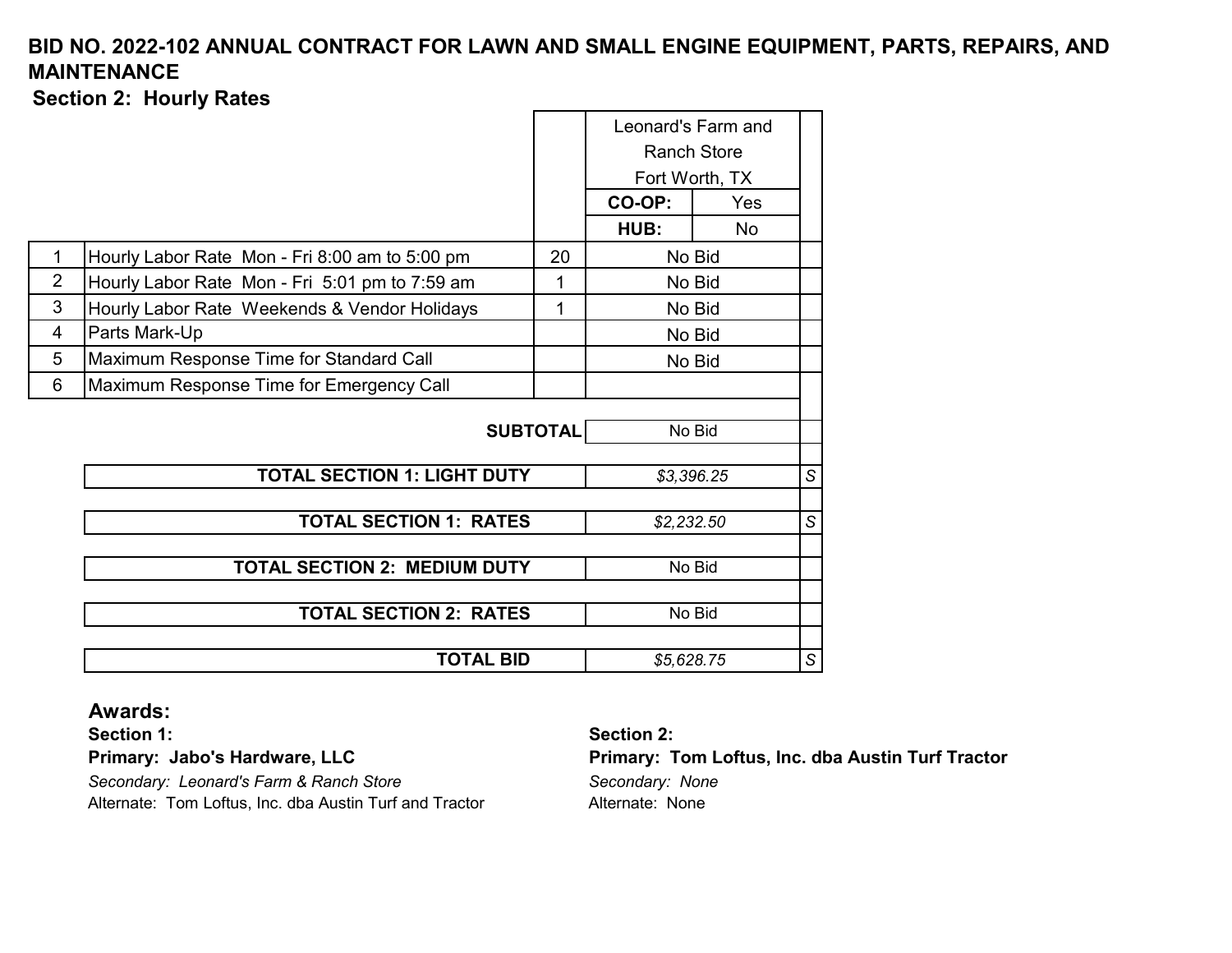# BID NO. 2022-102 ANNUAL CONTRACT FOR LAWN AND SMALL ENGINE EQUIPMENT, PARTS, REPAIRS, AND MAINTENANCE

## Section 2: Hourly Rates

| | | | Leonard's Farm and Ranch Store Fort Worth, TX | | |
|---|---|---|---|---|---|
| | | | **CO-OP:** | Yes | |
| | | | **HUB:** | No | |
| 1 | Hourly Labor Rate Mon - Fri 8:00 am to 5:00 pm | 20 | No Bid | | |
| 2 | Hourly Labor Rate Mon - Fri 5:01 pm to 7:59 am | 1 | No Bid | | |
| 3 | Hourly Labor Rate Weekends & Vendor Holidays | 1 | No Bid | | |
| 4 | Parts Mark-Up | | No Bid | | |
| 5 | Maximum Response Time for Standard Call | | No Bid | | |
| 6 | Maximum Response Time for Emergency Call | | | | |
| | **SUBTOTAL** | | No Bid | | |
| | **TOTAL SECTION 1: LIGHT DUTY** | | *$3,396.25* | | *S* |
| | **TOTAL SECTION 1: RATES** | | *$2,232.50* | | *S* |
| | **TOTAL SECTION 2: MEDIUM DUTY** | | No Bid | | |
| | **TOTAL SECTION 2: RATES** | | No Bid | | |
| | **TOTAL BID** | | *$5,628.75* | | *S* |

### Awards:

**Section 1:**

**Primary: Jabo's Hardware, LLC**

*Secondary: Leonard's Farm & Ranch Store*

Alternate: Tom Loftus, Inc. dba Austin Turf and Tractor

**Section 2:**

**Primary: Tom Loftus, Inc. dba Austin Turf Tractor**

*Secondary: None*

Alternate: None